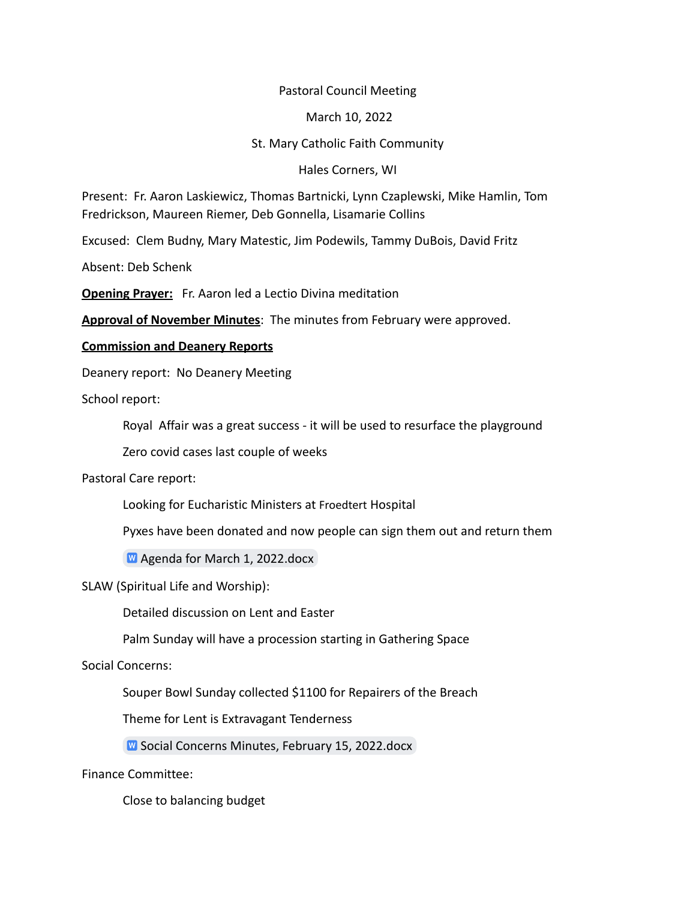Pastoral Council Meeting

March 10, 2022

St. Mary Catholic Faith Community

Hales Corners, WI

Present: Fr. Aaron Laskiewicz, Thomas Bartnicki, Lynn Czaplewski, Mike Hamlin, Tom Fredrickson, Maureen Riemer, Deb Gonnella, Lisamarie Collins

Excused: Clem Budny, Mary Matestic, Jim Podewils, Tammy DuBois, David Fritz

Absent: Deb Schenk

**Opening Prayer:** Fr. Aaron led a Lectio Divina meditation

**Approval of November Minutes**: The minutes from February were approved.

**Commission and Deanery Reports**

Deanery report: No Deanery Meeting

School report:

- Royal Affair was a great success - it will be used to resurface the playground
- Zero covid cases last couple of weeks

Pastoral Care report:

- Looking for Eucharistic Ministers at Froedtert Hospital
- Pyxes have been donated and now people can sign them out and return them
- Agenda for March 1, 2022.docx

SLAW (Spiritual Life and Worship):

- Detailed discussion on Lent and Easter
- Palm Sunday will have a procession starting in Gathering Space

Social Concerns:

- Souper Bowl Sunday collected $1100 for Repairers of the Breach
- Theme for Lent is Extravagant Tenderness
- Social Concerns Minutes, February 15, 2022.docx

Finance Committee:

- Close to balancing budget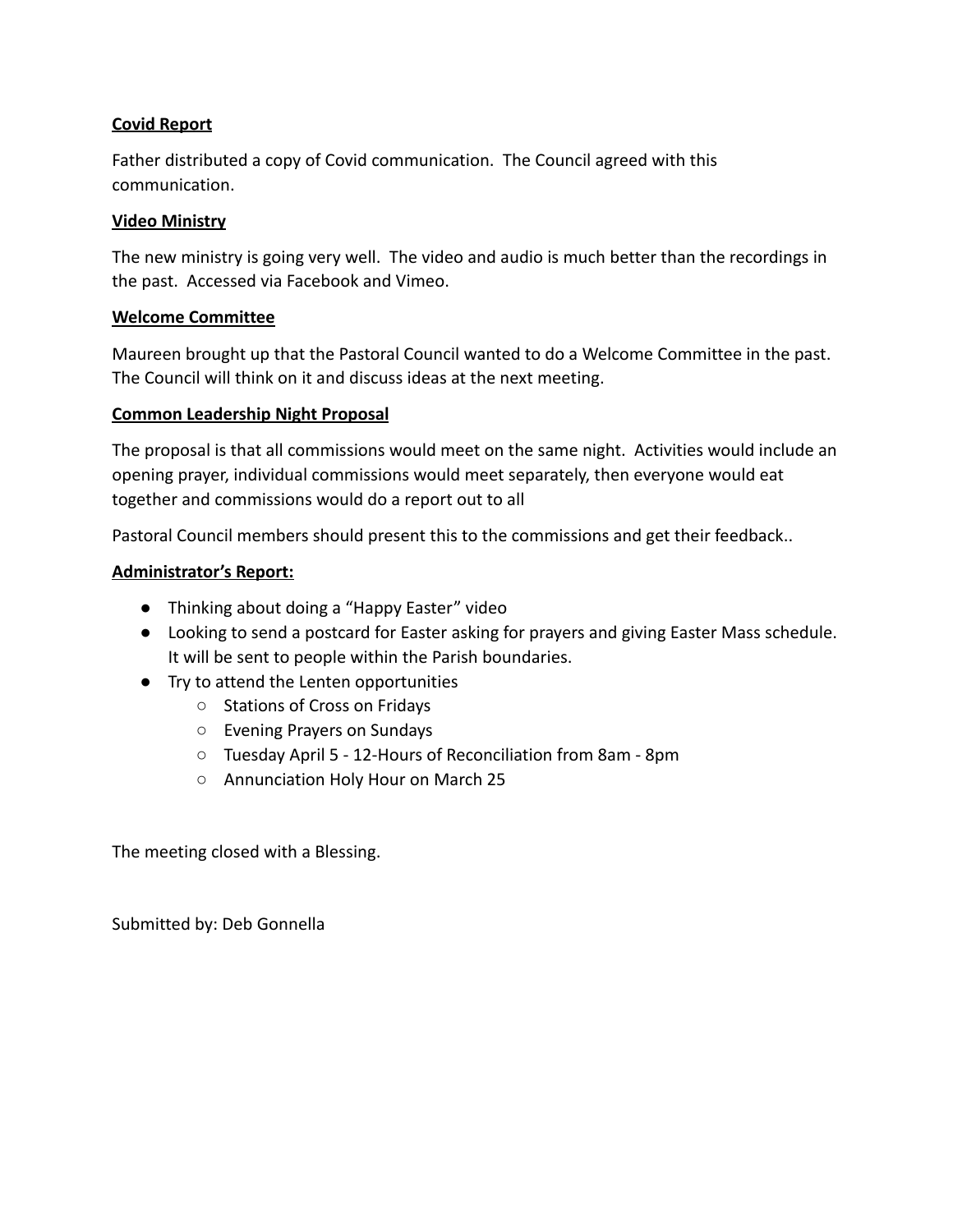**Covid Report**

Father distributed a copy of Covid communication. The Council agreed with this communication.

**Video Ministry**

The new ministry is going very well. The video and audio is much better than the recordings in the past. Accessed via Facebook and Vimeo.

**Welcome Committee**

Maureen brought up that the Pastoral Council wanted to do a Welcome Committee in the past. The Council will think on it and discuss ideas at the next meeting.

**Common Leadership Night Proposal**

The proposal is that all commissions would meet on the same night. Activities would include an opening prayer, individual commissions would meet separately, then everyone would eat together and commissions would do a report out to all

Pastoral Council members should present this to the commissions and get their feedback..

**Administrator's Report:**

- Thinking about doing a "Happy Easter" video
- Looking to send a postcard for Easter asking for prayers and giving Easter Mass schedule. It will be sent to people within the Parish boundaries.
- Try to attend the Lenten opportunities
  - Stations of Cross on Fridays
  - Evening Prayers on Sundays
  - Tuesday April 5 - 12-Hours of Reconciliation from 8am - 8pm
  - Annunciation Holy Hour on March 25

The meeting closed with a Blessing.

Submitted by: Deb Gonnella